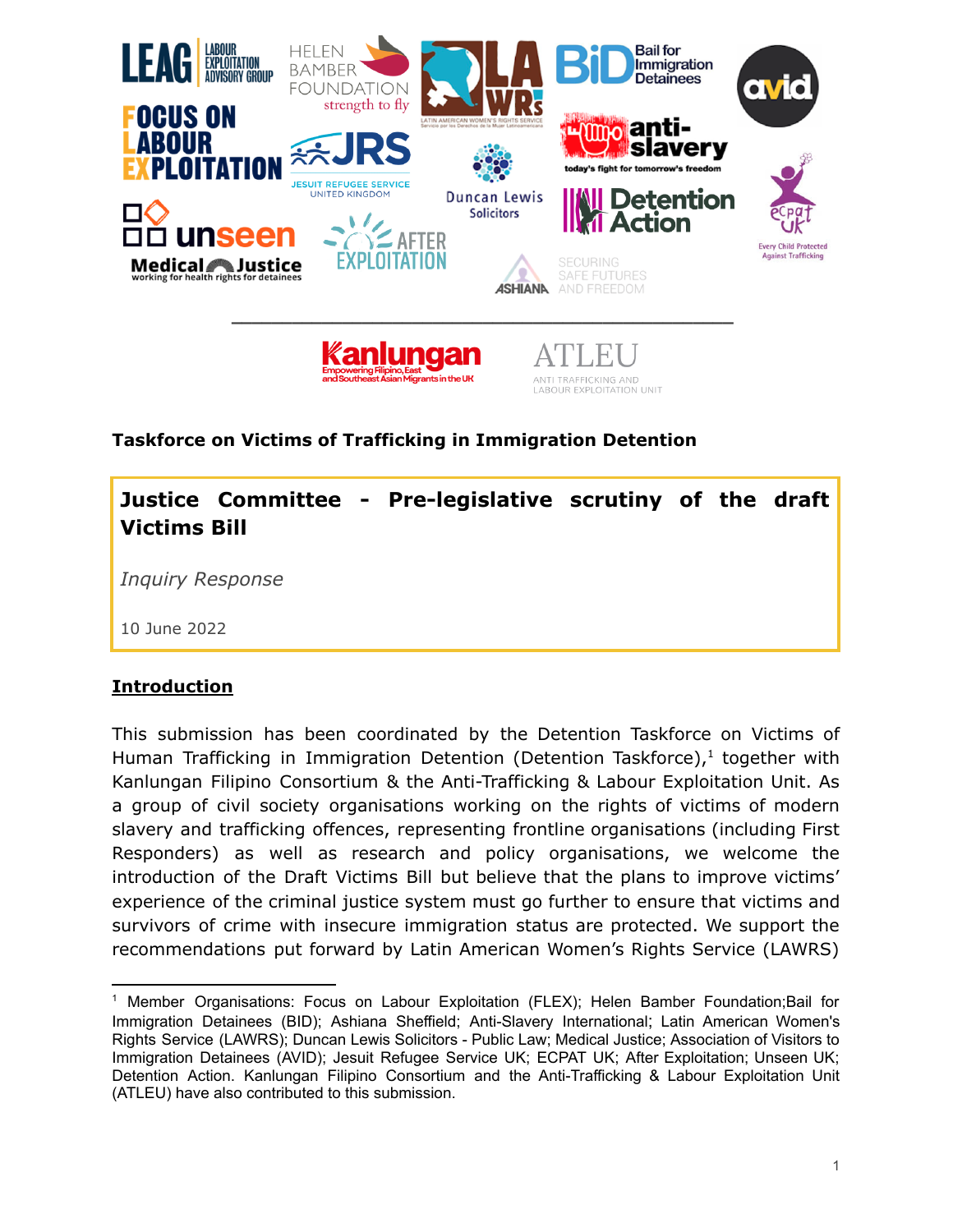**Taskforce on Victims of Trafficking in Immigration Detention**

## Justice Committee - Pre-legislative scrutiny of the draft Victims Bill

*Inquiry Response*

10 June 2022

### Introduction

This submission has been coordinated by the Detention Taskforce on Victims of Human Trafficking in Immigration Detention (Detention Taskforce),[1] together with Kanlungan Filipino Consortium & the Anti-Trafficking & Labour Exploitation Unit. As a group of civil society organisations working on the rights of victims of modern slavery and trafficking offences, representing frontline organisations (including First Responders) as well as research and policy organisations, we welcome the introduction of the Draft Victims Bill but believe that the plans to improve victims' experience of the criminal justice system must go further to ensure that victims and survivors of crime with insecure immigration status are protected. We support the recommendations put forward by Latin American Women's Rights Service (LAWRS)

---

[1] Member Organisations: Focus on Labour Exploitation (FLEX); Helen Bamber Foundation;Bail for Immigration Detainees (BID); Ashiana Sheffield; Anti-Slavery International; Latin American Women's Rights Service (LAWRS); Duncan Lewis Solicitors - Public Law; Medical Justice; Association of Visitors to Immigration Detainees (AVID); Jesuit Refugee Service UK; ECPAT UK; After Exploitation; Unseen UK; Detention Action. Kanlungan Filipino Consortium and the Anti-Trafficking & Labour Exploitation Unit (ATLEU) have also contributed to this submission.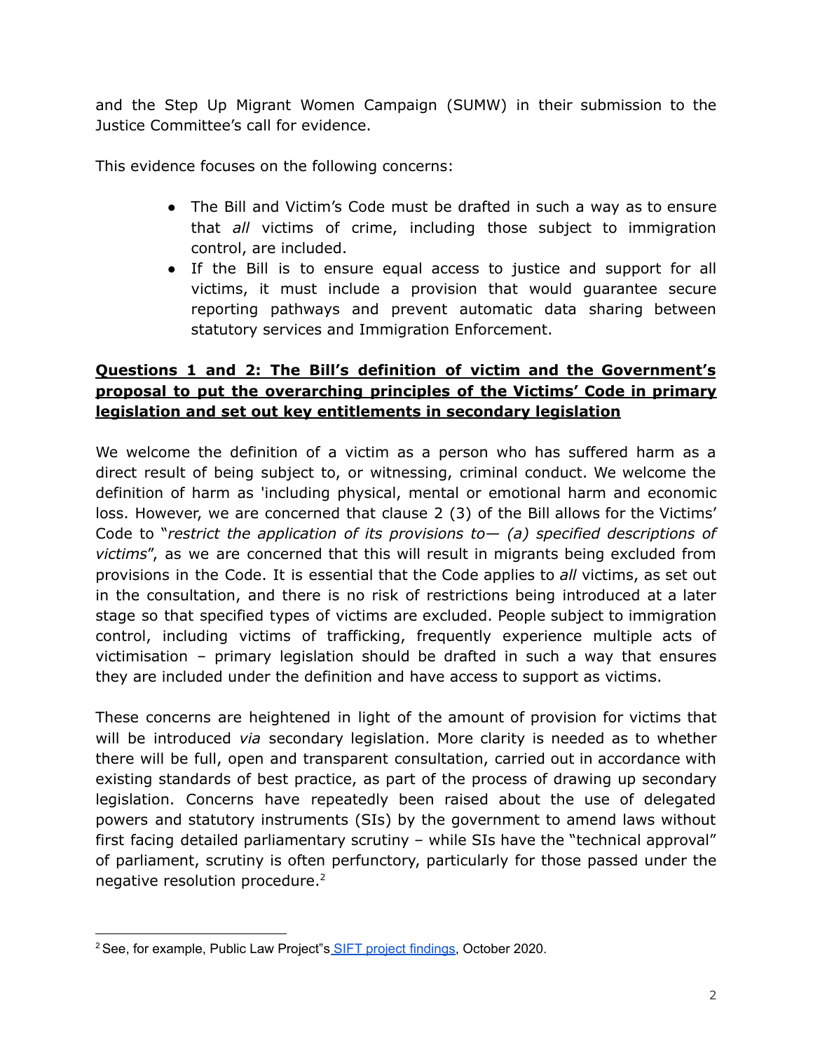and the Step Up Migrant Women Campaign (SUMW) in their submission to the Justice Committee's call for evidence.

This evidence focuses on the following concerns:

- The Bill and Victim's Code must be drafted in such a way as to ensure that *all* victims of crime, including those subject to immigration control, are included.
- If the Bill is to ensure equal access to justice and support for all victims, it must include a provision that would guarantee secure reporting pathways and prevent automatic data sharing between statutory services and Immigration Enforcement.

**Questions 1 and 2: The Bill's definition of victim and the Government's proposal to put the overarching principles of the Victims' Code in primary legislation and set out key entitlements in secondary legislation**

We welcome the definition of a victim as a person who has suffered harm as a direct result of being subject to, or witnessing, criminal conduct. We welcome the definition of harm as 'including physical, mental or emotional harm and economic loss. However, we are concerned that clause 2 (3) of the Bill allows for the Victims' Code to "*restrict the application of its provisions to— (a) specified descriptions of victims*", as we are concerned that this will result in migrants being excluded from provisions in the Code. It is essential that the Code applies to *all* victims, as set out in the consultation, and there is no risk of restrictions being introduced at a later stage so that specified types of victims are excluded. People subject to immigration control, including victims of trafficking, frequently experience multiple acts of victimisation – primary legislation should be drafted in such a way that ensures they are included under the definition and have access to support as victims.

These concerns are heightened in light of the amount of provision for victims that will be introduced *via* secondary legislation. More clarity is needed as to whether there will be full, open and transparent consultation, carried out in accordance with existing standards of best practice, as part of the process of drawing up secondary legislation. Concerns have repeatedly been raised about the use of delegated powers and statutory instruments (SIs) by the government to amend laws without first facing detailed parliamentary scrutiny – while SIs have the "technical approval" of parliament, scrutiny is often perfunctory, particularly for those passed under the negative resolution procedure.[2]

---

[2] See, for example, Public Law Project"s SIFT project findings, October 2020.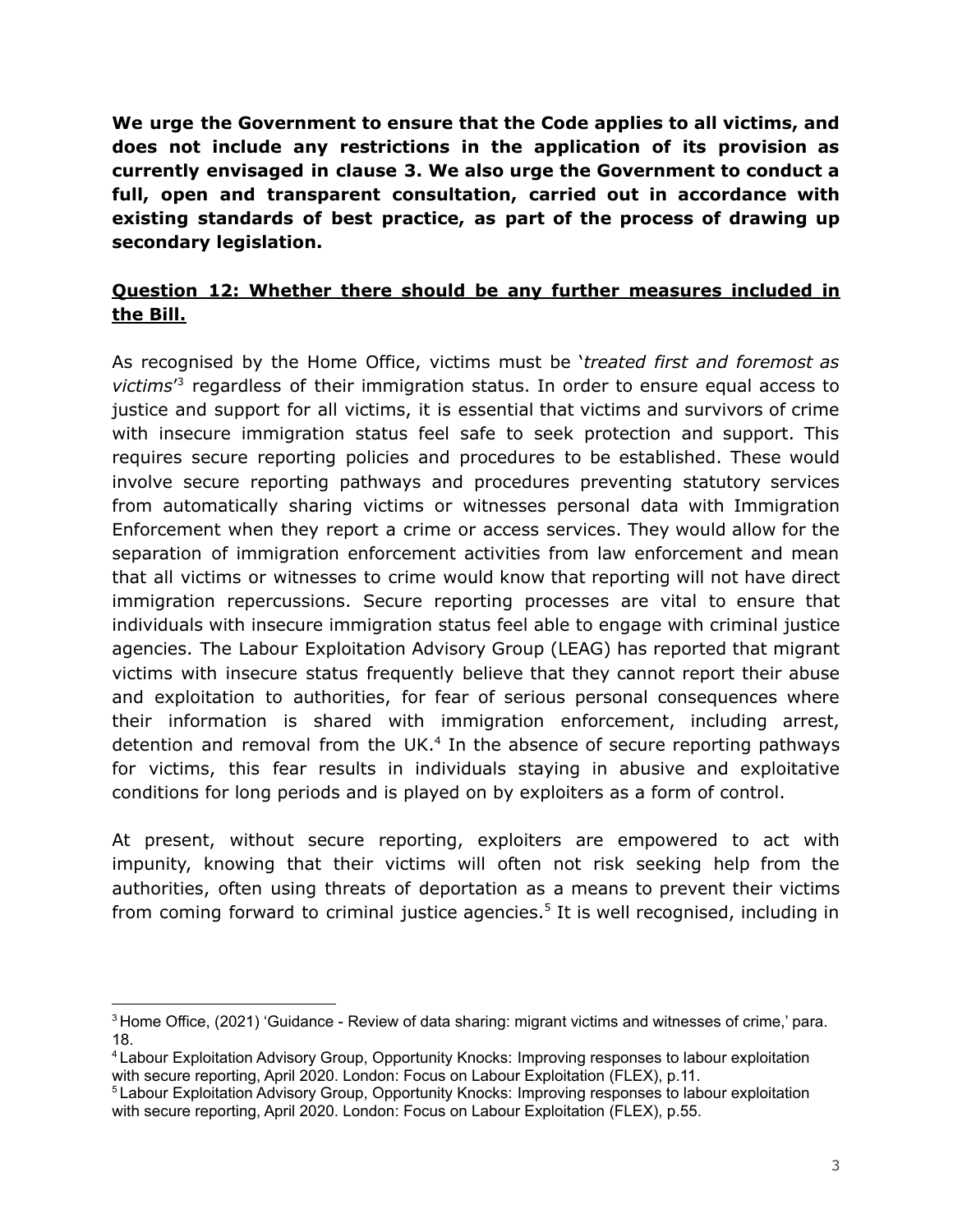**We urge the Government to ensure that the Code applies to all victims, and does not include any restrictions in the application of its provision as currently envisaged in clause 3. We also urge the Government to conduct a full, open and transparent consultation, carried out in accordance with existing standards of best practice, as part of the process of drawing up secondary legislation.**

## Question 12: Whether there should be any further measures included in the Bill.

As recognised by the Home Office, victims must be '*treated first and foremost as victims*'[3] regardless of their immigration status. In order to ensure equal access to justice and support for all victims, it is essential that victims and survivors of crime with insecure immigration status feel safe to seek protection and support. This requires secure reporting policies and procedures to be established. These would involve secure reporting pathways and procedures preventing statutory services from automatically sharing victims or witnesses personal data with Immigration Enforcement when they report a crime or access services. They would allow for the separation of immigration enforcement activities from law enforcement and mean that all victims or witnesses to crime would know that reporting will not have direct immigration repercussions. Secure reporting processes are vital to ensure that individuals with insecure immigration status feel able to engage with criminal justice agencies. The Labour Exploitation Advisory Group (LEAG) has reported that migrant victims with insecure status frequently believe that they cannot report their abuse and exploitation to authorities, for fear of serious personal consequences where their information is shared with immigration enforcement, including arrest, detention and removal from the UK.[4] In the absence of secure reporting pathways for victims, this fear results in individuals staying in abusive and exploitative conditions for long periods and is played on by exploiters as a form of control.

At present, without secure reporting, exploiters are empowered to act with impunity, knowing that their victims will often not risk seeking help from the authorities, often using threats of deportation as a means to prevent their victims from coming forward to criminal justice agencies.[5] It is well recognised, including in

---

[3] Home Office, (2021) 'Guidance - Review of data sharing: migrant victims and witnesses of crime,' para. 18.

[4] Labour Exploitation Advisory Group, Opportunity Knocks: Improving responses to labour exploitation with secure reporting, April 2020. London: Focus on Labour Exploitation (FLEX), p.11.

[5] Labour Exploitation Advisory Group, Opportunity Knocks: Improving responses to labour exploitation with secure reporting, April 2020. London: Focus on Labour Exploitation (FLEX), p.55.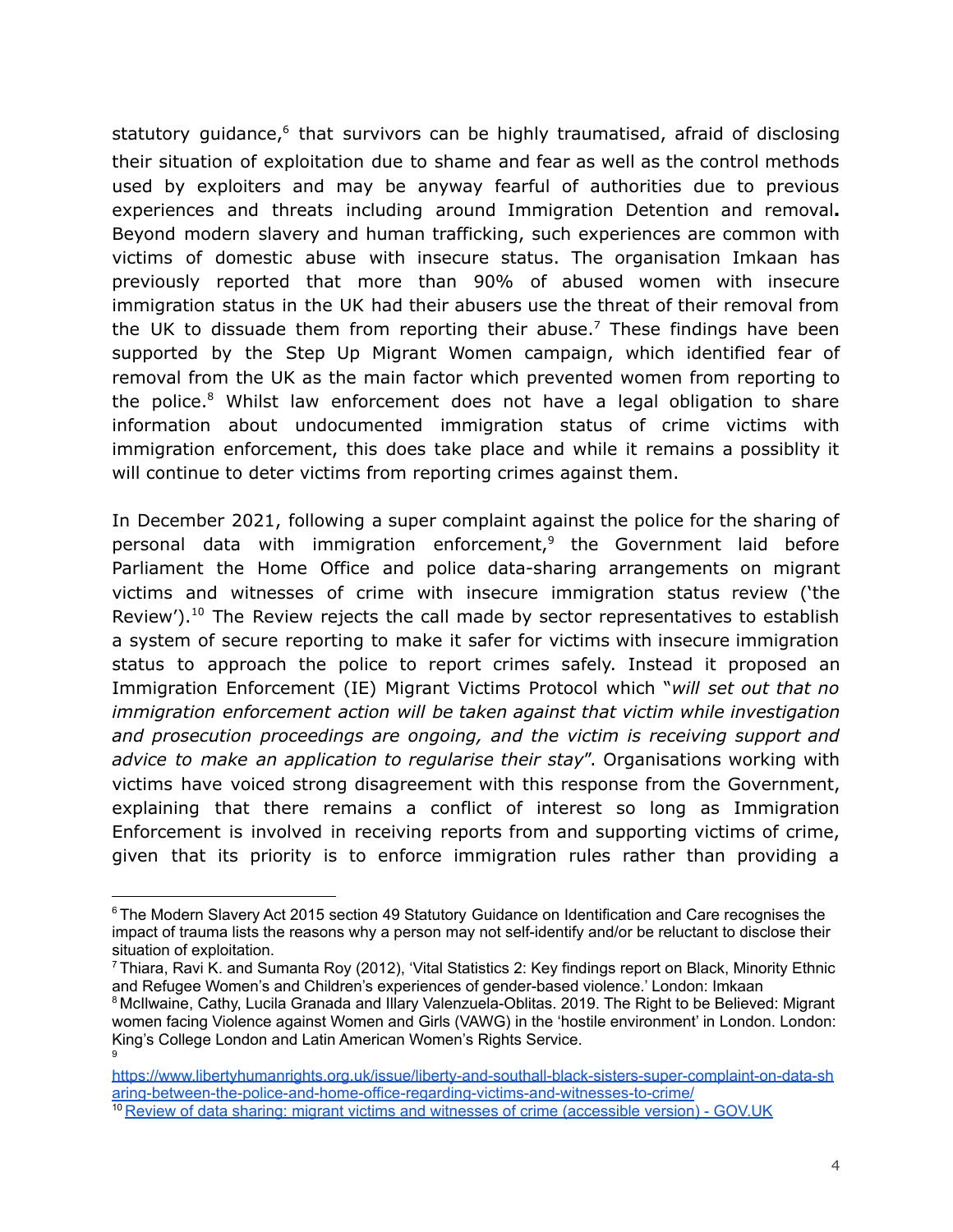statutory guidance,[6] that survivors can be highly traumatised, afraid of disclosing their situation of exploitation due to shame and fear as well as the control methods used by exploiters and may be anyway fearful of authorities due to previous experiences and threats including around Immigration Detention and removal**.** Beyond modern slavery and human trafficking, such experiences are common with victims of domestic abuse with insecure status. The organisation Imkaan has previously reported that more than 90% of abused women with insecure immigration status in the UK had their abusers use the threat of their removal from the UK to dissuade them from reporting their abuse.[7] These findings have been supported by the Step Up Migrant Women campaign, which identified fear of removal from the UK as the main factor which prevented women from reporting to the police.[8] Whilst law enforcement does not have a legal obligation to share information about undocumented immigration status of crime victims with immigration enforcement, this does take place and while it remains a possiblity it will continue to deter victims from reporting crimes against them.

In December 2021, following a super complaint against the police for the sharing of personal data with immigration enforcement,[9] the Government laid before Parliament the Home Office and police data-sharing arrangements on migrant victims and witnesses of crime with insecure immigration status review ('the Review').[10] The Review rejects the call made by sector representatives to establish a system of secure reporting to make it safer for victims with insecure immigration status to approach the police to report crimes safely. Instead it proposed an Immigration Enforcement (IE) Migrant Victims Protocol which "*will set out that no immigration enforcement action will be taken against that victim while investigation and prosecution proceedings are ongoing, and the victim is receiving support and advice to make an application to regularise their stay*". Organisations working with victims have voiced strong disagreement with this response from the Government, explaining that there remains a conflict of interest so long as Immigration Enforcement is involved in receiving reports from and supporting victims of crime, given that its priority is to enforce immigration rules rather than providing a

---

[6] The Modern Slavery Act 2015 section 49 Statutory Guidance on Identification and Care recognises the impact of trauma lists the reasons why a person may not self-identify and/or be reluctant to disclose their situation of exploitation.

[7] Thiara, Ravi K. and Sumanta Roy (2012), 'Vital Statistics 2: Key findings report on Black, Minority Ethnic and Refugee Women's and Children's experiences of gender-based violence.' London: Imkaan

[8] McIlwaine, Cathy, Lucila Granada and Illary Valenzuela-Oblitas. 2019. The Right to be Believed: Migrant women facing Violence against Women and Girls (VAWG) in the 'hostile environment' in London. London: King's College London and Latin American Women's Rights Service.

[9] https://www.libertyhumanrights.org.uk/issue/liberty-and-southall-black-sisters-super-complaint-on-data-sharing-between-the-police-and-home-office-regarding-victims-and-witnesses-to-crime/

[10] Review of data sharing: migrant victims and witnesses of crime (accessible version) - GOV.UK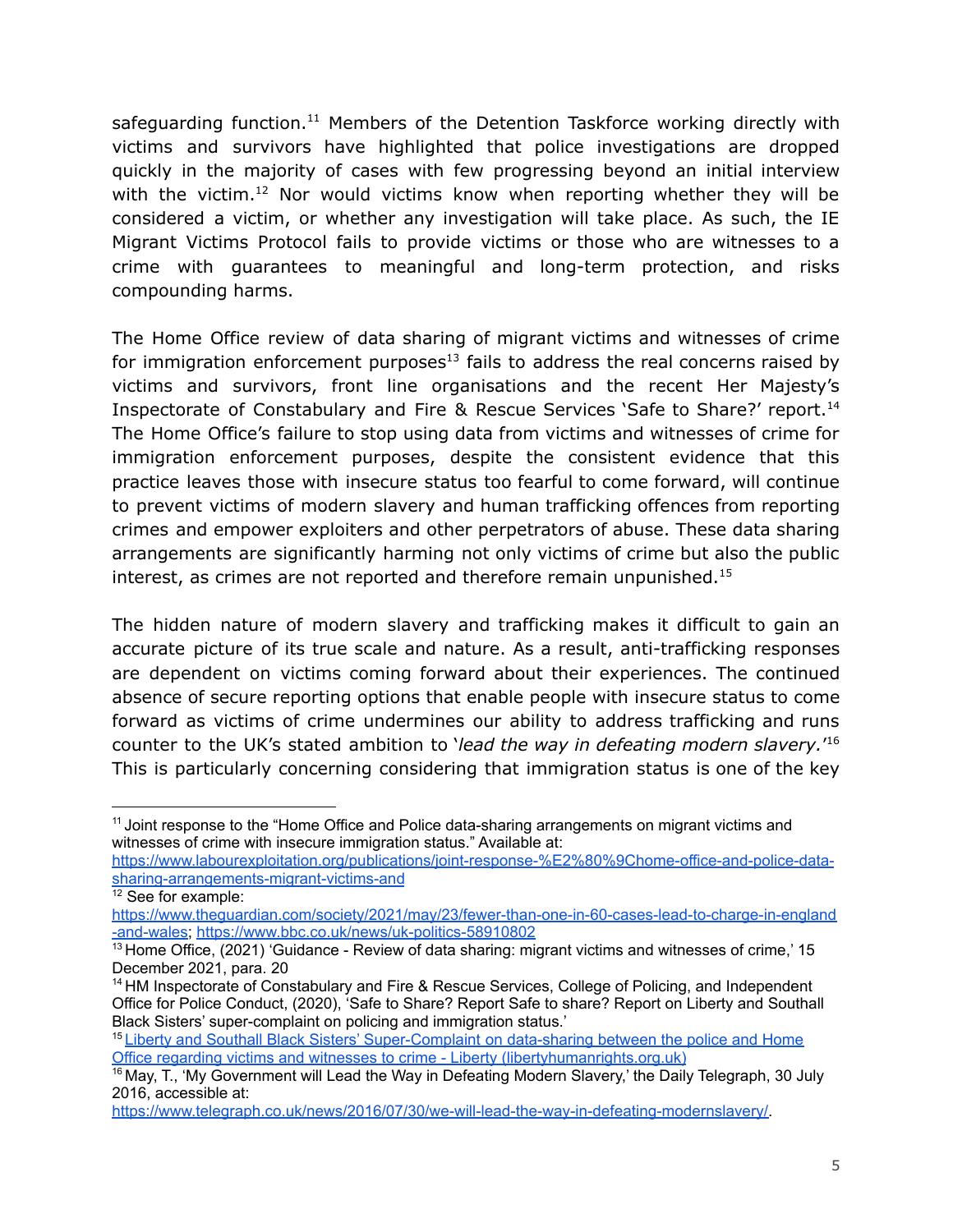safeguarding function.[11] Members of the Detention Taskforce working directly with victims and survivors have highlighted that police investigations are dropped quickly in the majority of cases with few progressing beyond an initial interview with the victim.[12] Nor would victims know when reporting whether they will be considered a victim, or whether any investigation will take place. As such, the IE Migrant Victims Protocol fails to provide victims or those who are witnesses to a crime with guarantees to meaningful and long-term protection, and risks compounding harms.

The Home Office review of data sharing of migrant victims and witnesses of crime for immigration enforcement purposes[13] fails to address the real concerns raised by victims and survivors, front line organisations and the recent Her Majesty's Inspectorate of Constabulary and Fire & Rescue Services 'Safe to Share?' report.[14] The Home Office's failure to stop using data from victims and witnesses of crime for immigration enforcement purposes, despite the consistent evidence that this practice leaves those with insecure status too fearful to come forward, will continue to prevent victims of modern slavery and human trafficking offences from reporting crimes and empower exploiters and other perpetrators of abuse. These data sharing arrangements are significantly harming not only victims of crime but also the public interest, as crimes are not reported and therefore remain unpunished.[15]

The hidden nature of modern slavery and trafficking makes it difficult to gain an accurate picture of its true scale and nature. As a result, anti-trafficking responses are dependent on victims coming forward about their experiences. The continued absence of secure reporting options that enable people with insecure status to come forward as victims of crime undermines our ability to address trafficking and runs counter to the UK's stated ambition to '*lead the way in defeating modern slavery.*'[16] This is particularly concerning considering that immigration status is one of the key

---

[11] Joint response to the "Home Office and Police data-sharing arrangements on migrant victims and witnesses of crime with insecure immigration status." Available at: [https://www.labourexploitation.org/publications/joint-response-%E2%80%9Chome-office-and-police-data-sharing-arrangements-migrant-victims-and](https://www.labourexploitation.org/publications/joint-response-%E2%80%9Chome-office-and-police-data-sharing-arrangements-migrant-victims-and)

[12] See for example: [https://www.theguardian.com/society/2021/may/23/fewer-than-one-in-60-cases-lead-to-charge-in-england-and-wales](https://www.theguardian.com/society/2021/may/23/fewer-than-one-in-60-cases-lead-to-charge-in-england-and-wales); [https://www.bbc.co.uk/news/uk-politics-58910802](https://www.bbc.co.uk/news/uk-politics-58910802)

[13] Home Office, (2021) 'Guidance - Review of data sharing: migrant victims and witnesses of crime,' 15 December 2021, para. 20

[14] HM Inspectorate of Constabulary and Fire & Rescue Services, College of Policing, and Independent Office for Police Conduct, (2020), 'Safe to Share? Report Safe to share? Report on Liberty and Southall Black Sisters' super-complaint on policing and immigration status.'

[15] [Liberty and Southall Black Sisters' Super-Complaint on data-sharing between the police and Home Office regarding victims and witnesses to crime - Liberty (libertyhumanrights.org.uk)](https://www.libertyhumanrights.org.uk)

[16] May, T., 'My Government will Lead the Way in Defeating Modern Slavery,' the Daily Telegraph, 30 July 2016, accessible at: [https://www.telegraph.co.uk/news/2016/07/30/we-will-lead-the-way-in-defeating-modernslavery/](https://www.telegraph.co.uk/news/2016/07/30/we-will-lead-the-way-in-defeating-modernslavery/).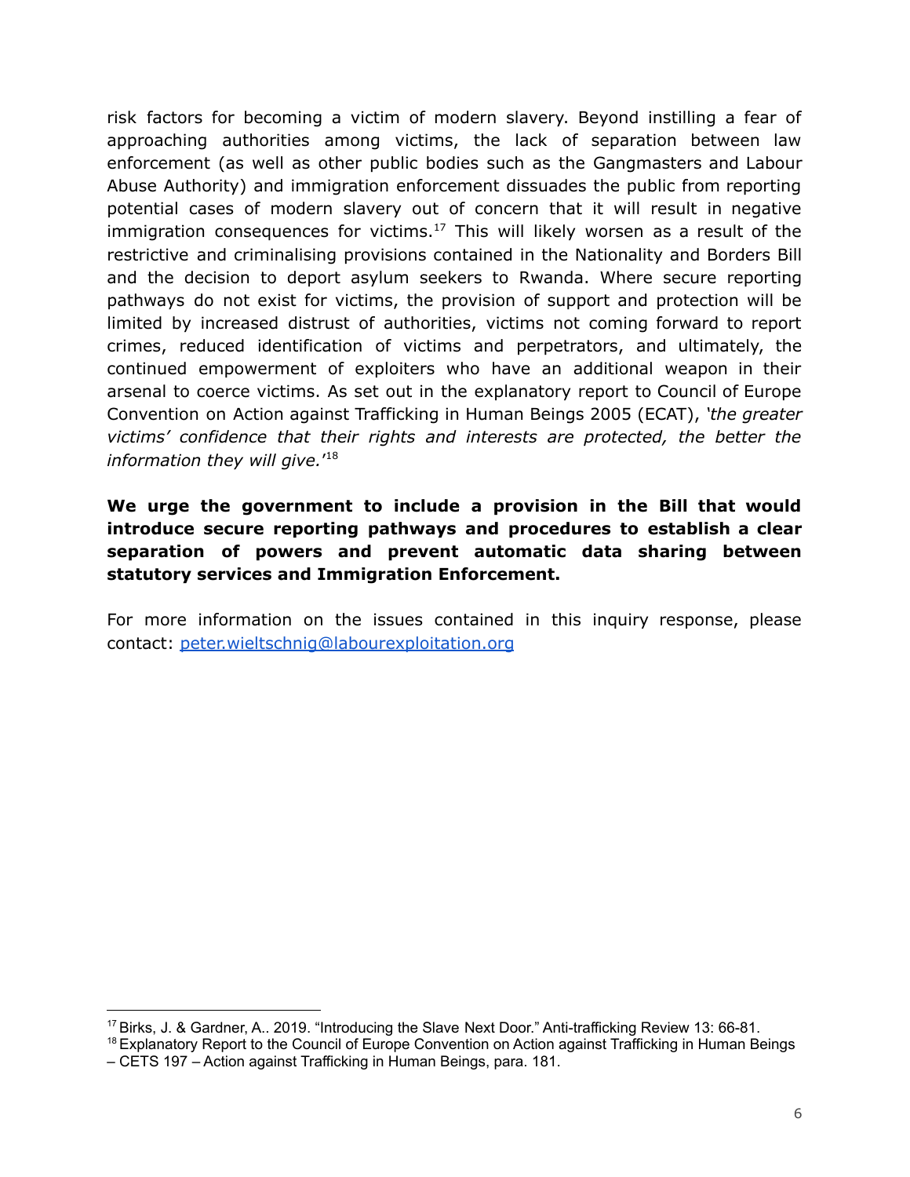risk factors for becoming a victim of modern slavery. Beyond instilling a fear of approaching authorities among victims, the lack of separation between law enforcement (as well as other public bodies such as the Gangmasters and Labour Abuse Authority) and immigration enforcement dissuades the public from reporting potential cases of modern slavery out of concern that it will result in negative immigration consequences for victims.[17] This will likely worsen as a result of the restrictive and criminalising provisions contained in the Nationality and Borders Bill and the decision to deport asylum seekers to Rwanda. Where secure reporting pathways do not exist for victims, the provision of support and protection will be limited by increased distrust of authorities, victims not coming forward to report crimes, reduced identification of victims and perpetrators, and ultimately, the continued empowerment of exploiters who have an additional weapon in their arsenal to coerce victims. As set out in the explanatory report to Council of Europe Convention on Action against Trafficking in Human Beings 2005 (ECAT), *'the greater victims' confidence that their rights and interests are protected, the better the information they will give.'*[18]

**We urge the government to include a provision in the Bill that would introduce secure reporting pathways and procedures to establish a clear separation of powers and prevent automatic data sharing between statutory services and Immigration Enforcement.**

For more information on the issues contained in this inquiry response, please contact: peter.wieltschnig@labourexploitation.org

---

[17] Birks, J. & Gardner, A.. 2019. "Introducing the Slave Next Door." Anti-trafficking Review 13: 66-81.

[18] Explanatory Report to the Council of Europe Convention on Action against Trafficking in Human Beings – CETS 197 – Action against Trafficking in Human Beings, para. 181.